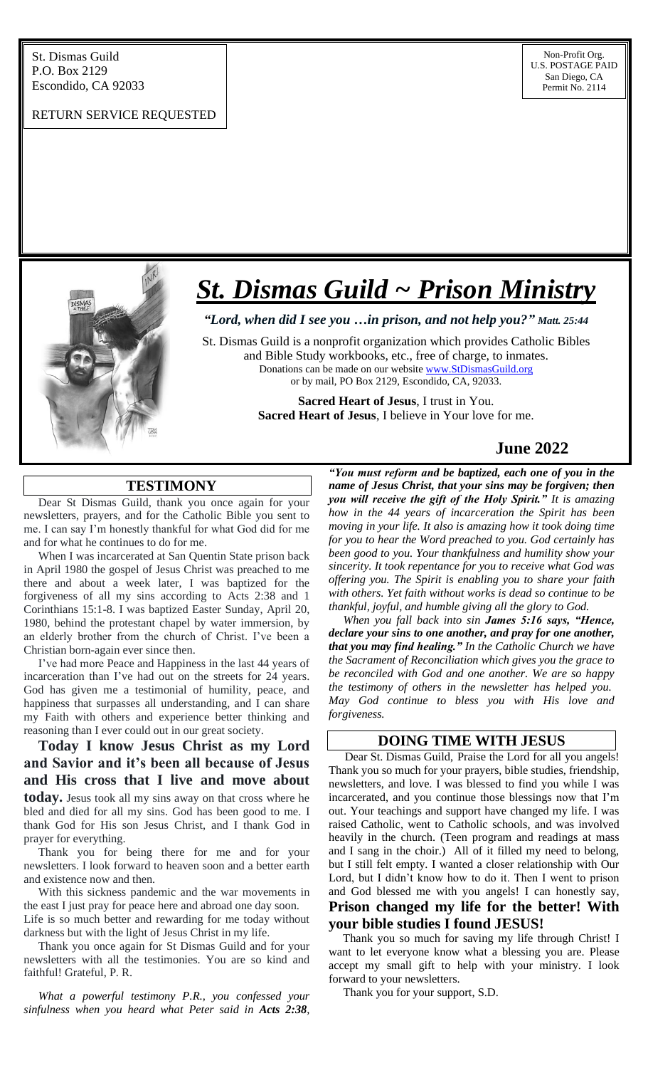St. Dismas Guild
P.O. Box 2129
Escondido, CA 92033

RETURN SERVICE REQUESTED

Non-Profit Org.
U.S. POSTAGE PAID
San Diego, CA
Permit No. 2114

# *St. Dismas Guild ~ Prison Ministry*

*"Lord, when did I see you …in prison, and not help you?" Matt. 25:44*

St. Dismas Guild is a nonprofit organization which provides Catholic Bibles and Bible Study workbooks, etc., free of charge, to inmates.
Donations can be made on our website www.StDismasGuild.org
or by mail, PO Box 2129, Escondido, CA, 92033.

**Sacred Heart of Jesus**, I trust in You.
**Sacred Heart of Jesus**, I believe in Your love for me.

**June 2022**

## TESTIMONY

Dear St Dismas Guild, thank you once again for your newsletters, prayers, and for the Catholic Bible you sent to me. I can say I'm honestly thankful for what God did for me and for what he continues to do for me.

When I was incarcerated at San Quentin State prison back in April 1980 the gospel of Jesus Christ was preached to me there and about a week later, I was baptized for the forgiveness of all my sins according to Acts 2:38 and 1 Corinthians 15:1-8. I was baptized Easter Sunday, April 20, 1980, behind the protestant chapel by water immersion, by an elderly brother from the church of Christ. I've been a Christian born-again ever since then.

I've had more Peace and Happiness in the last 44 years of incarceration than I've had out on the streets for 24 years. God has given me a testimonial of humility, peace, and happiness that surpasses all understanding, and I can share my Faith with others and experience better thinking and reasoning than I ever could out in our great society.

**Today I know Jesus Christ as my Lord and Savior and it's been all because of Jesus and His cross that I live and move about today.** Jesus took all my sins away on that cross where he bled and died for all my sins. God has been good to me. I thank God for His son Jesus Christ, and I thank God in prayer for everything.

Thank you for being there for me and for your newsletters. I look forward to heaven soon and a better earth and existence now and then.

With this sickness pandemic and the war movements in the east I just pray for peace here and abroad one day soon.
Life is so much better and rewarding for me today without darkness but with the light of Jesus Christ in my life.

Thank you once again for St Dismas Guild and for your newsletters with all the testimonies. You are so kind and faithful! Grateful, P. R.

*What a powerful testimony P.R., you confessed your sinfulness when you heard what Peter said in **Acts 2:38**, **"You must reform and be baptized, each one of you in the name of Jesus Christ, that your sins may be forgiven; then you will receive the gift of the Holy Spirit."** It is amazing how in the 44 years of incarceration the Spirit has been moving in your life. It also is amazing how it took doing time for you to hear the Word preached to you. God certainly has been good to you. Your thankfulness and humility show your sincerity. It took repentance for you to receive what God was offering you. The Spirit is enabling you to share your faith with others. Yet faith without works is dead so continue to be thankful, joyful, and humble giving all the glory to God.*

*When you fall back into sin **James 5:16 says, "Hence, declare your sins to one another, and pray for one another, that you may find healing."** In the Catholic Church we have the Sacrament of Reconciliation which gives you the grace to be reconciled with God and one another. We are so happy the testimony of others in the newsletter has helped you. May God continue to bless you with His love and forgiveness.*

## DOING TIME WITH JESUS

Dear St. Dismas Guild, Praise the Lord for all you angels! Thank you so much for your prayers, bible studies, friendship, newsletters, and love. I was blessed to find you while I was incarcerated, and you continue those blessings now that I'm out. Your teachings and support have changed my life. I was raised Catholic, went to Catholic schools, and was involved heavily in the church. (Teen program and readings at mass and I sang in the choir.) All of it filled my need to belong, but I still felt empty. I wanted a closer relationship with Our Lord, but I didn't know how to do it. Then I went to prison and God blessed me with you angels! I can honestly say, **Prison changed my life for the better! With your bible studies I found JESUS!**

Thank you so much for saving my life through Christ! I want to let everyone know what a blessing you are. Please accept my small gift to help with your ministry. I look forward to your newsletters.

Thank you for your support, S.D.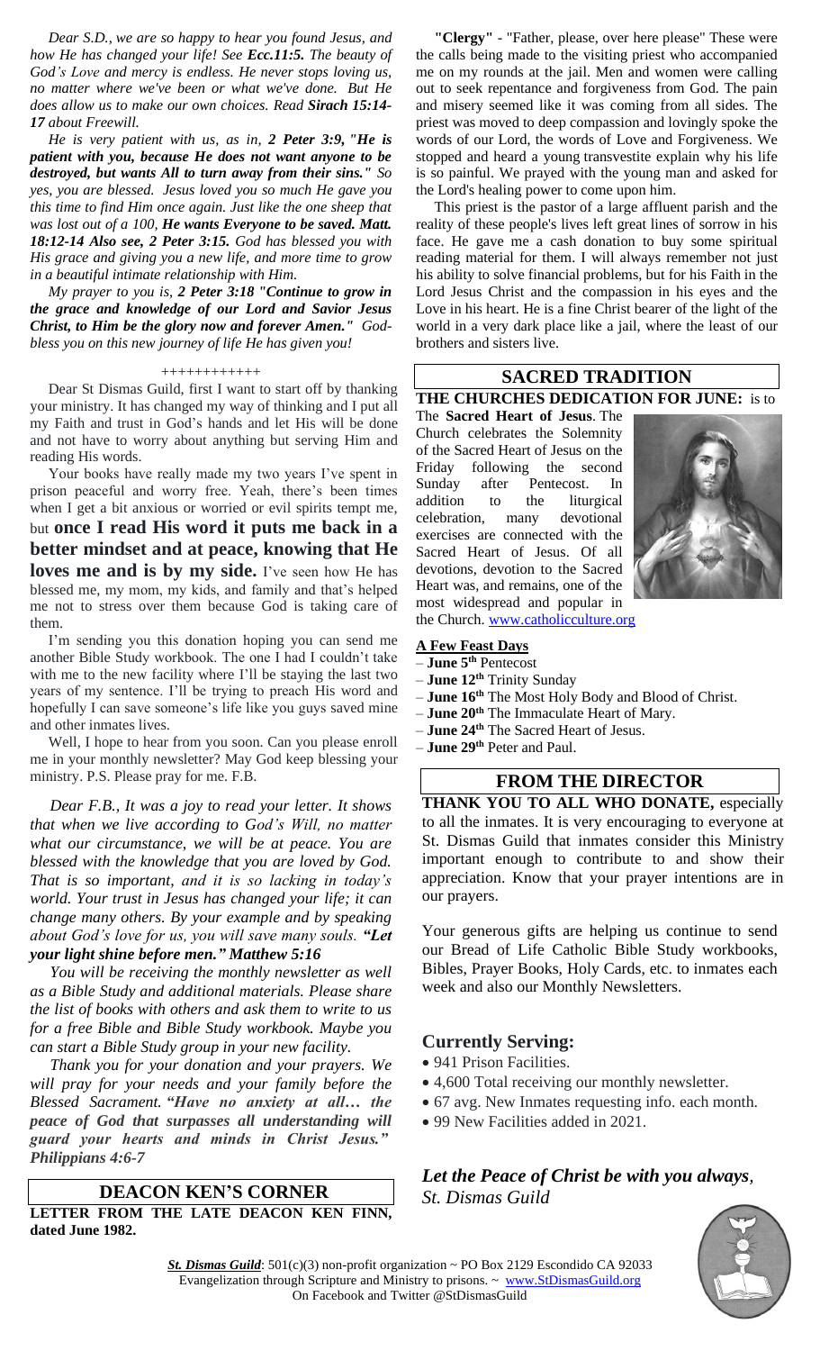*Dear S.D., we are so happy to hear you found Jesus, and how He has changed your life! See **Ecc.11:5.** The beauty of God's Love and mercy is endless. He never stops loving us, no matter where we've been or what we've done. But He does allow us to make our own choices. Read **Sirach 15:14-17** about Freewill.*

*He is very patient with us, as in, **2 Peter 3:9, "He is patient with you, because He does not want anyone to be destroyed, but wants All to turn away from their sins."** So yes, you are blessed. Jesus loved you so much He gave you this time to find Him once again. Just like the one sheep that was lost out of a 100, **He wants Everyone to be saved. Matt. 18:12-14 Also see, 2 Peter 3:15.** God has blessed you with His grace and giving you a new life, and more time to grow in a beautiful intimate relationship with Him.*

*My prayer to you is, **2 Peter 3:18 "Continue to grow in the grace and knowledge of our Lord and Savior Jesus Christ, to Him be the glory now and forever Amen."** God-bless you on this new journey of life He has given you!*

++++++++++++

Dear St Dismas Guild, first I want to start off by thanking your ministry. It has changed my way of thinking and I put all my Faith and trust in God's hands and let His will be done and not have to worry about anything but serving Him and reading His words.

Your books have really made my two years I've spent in prison peaceful and worry free. Yeah, there's been times when I get a bit anxious or worried or evil spirits tempt me, but **once I read His word it puts me back in a better mindset and at peace, knowing that He loves me and is by my side.** I've seen how He has blessed me, my mom, my kids, and family and that's helped me not to stress over them because God is taking care of them.

I'm sending you this donation hoping you can send me another Bible Study workbook. The one I had I couldn't take with me to the new facility where I'll be staying the last two years of my sentence. I'll be trying to preach His word and hopefully I can save someone's life like you guys saved mine and other inmates lives.

Well, I hope to hear from you soon. Can you please enroll me in your monthly newsletter? May God keep blessing your ministry. P.S. Please pray for me. F.B.

*Dear F.B., It was a joy to read your letter. It shows that when we live according to God's Will, no matter what our circumstance, we will be at peace. You are blessed with the knowledge that you are loved by God. That is so important, and it is so lacking in today's world. Your trust in Jesus has changed your life; it can change many others. By your example and by speaking about God's love for us, you will save many souls. **"Let your light shine before men." Matthew 5:16***

*You will be receiving the monthly newsletter as well as a Bible Study and additional materials. Please share the list of books with others and ask them to write to us for a free Bible and Bible Study workbook. Maybe you can start a Bible Study group in your new facility.*

*Thank you for your donation and your prayers. We will pray for your needs and your family before the Blessed Sacrament. **"Have no anxiety at all… the peace of God that surpasses all understanding will guard your hearts and minds in Christ Jesus." Philippians 4:6-7***

## DEACON KEN'S CORNER

**LETTER FROM THE LATE DEACON KEN FINN, dated June 1982.**

**"Clergy"** - "Father, please, over here please" These were the calls being made to the visiting priest who accompanied me on my rounds at the jail. Men and women were calling out to seek repentance and forgiveness from God. The pain and misery seemed like it was coming from all sides. The priest was moved to deep compassion and lovingly spoke the words of our Lord, the words of Love and Forgiveness. We stopped and heard a young transvestite explain why his life is so painful. We prayed with the young man and asked for the Lord's healing power to come upon him.

This priest is the pastor of a large affluent parish and the reality of these people's lives left great lines of sorrow in his face. He gave me a cash donation to buy some spiritual reading material for them. I will always remember not just his ability to solve financial problems, but for his Faith in the Lord Jesus Christ and the compassion in his eyes and the Love in his heart. He is a fine Christ bearer of the light of the world in a very dark place like a jail, where the least of our brothers and sisters live.

## SACRED TRADITION

**THE CHURCHES DEDICATION FOR JUNE:** is to The **Sacred Heart of Jesus**. The Church celebrates the Solemnity of the Sacred Heart of Jesus on the Friday following the second Sunday after Pentecost. In addition to the liturgical celebration, many devotional exercises are connected with the Sacred Heart of Jesus. Of all devotions, devotion to the Sacred Heart was, and remains, one of the most widespread and popular in the Church. www.catholicculture.org

**A Few Feast Days**

– **June 5th** Pentecost
– **June 12th** Trinity Sunday
– **June 16th** The Most Holy Body and Blood of Christ.
– **June 20th** The Immaculate Heart of Mary.
– **June 24th** The Sacred Heart of Jesus.
– **June 29th** Peter and Paul.

## FROM THE DIRECTOR

**THANK YOU TO ALL WHO DONATE,** especially to all the inmates. It is very encouraging to everyone at St. Dismas Guild that inmates consider this Ministry important enough to contribute to and show their appreciation. Know that your prayer intentions are in our prayers.

Your generous gifts are helping us continue to send our Bread of Life Catholic Bible Study workbooks, Bibles, Prayer Books, Holy Cards, etc. to inmates each week and also our Monthly Newsletters.

### Currently Serving:

- 941 Prison Facilities.
- 4,600 Total receiving our monthly newsletter.
- 67 avg. New Inmates requesting info. each month.
- 99 New Facilities added in 2021.

***Let the Peace of Christ be with you always,***
***St. Dismas Guild***

***St. Dismas Guild***: 501(c)(3) non-profit organization ~ PO Box 2129 Escondido CA 92033
Evangelization through Scripture and Ministry to prisons. ~ www.StDismasGuild.org
On Facebook and Twitter @StDismasGuild